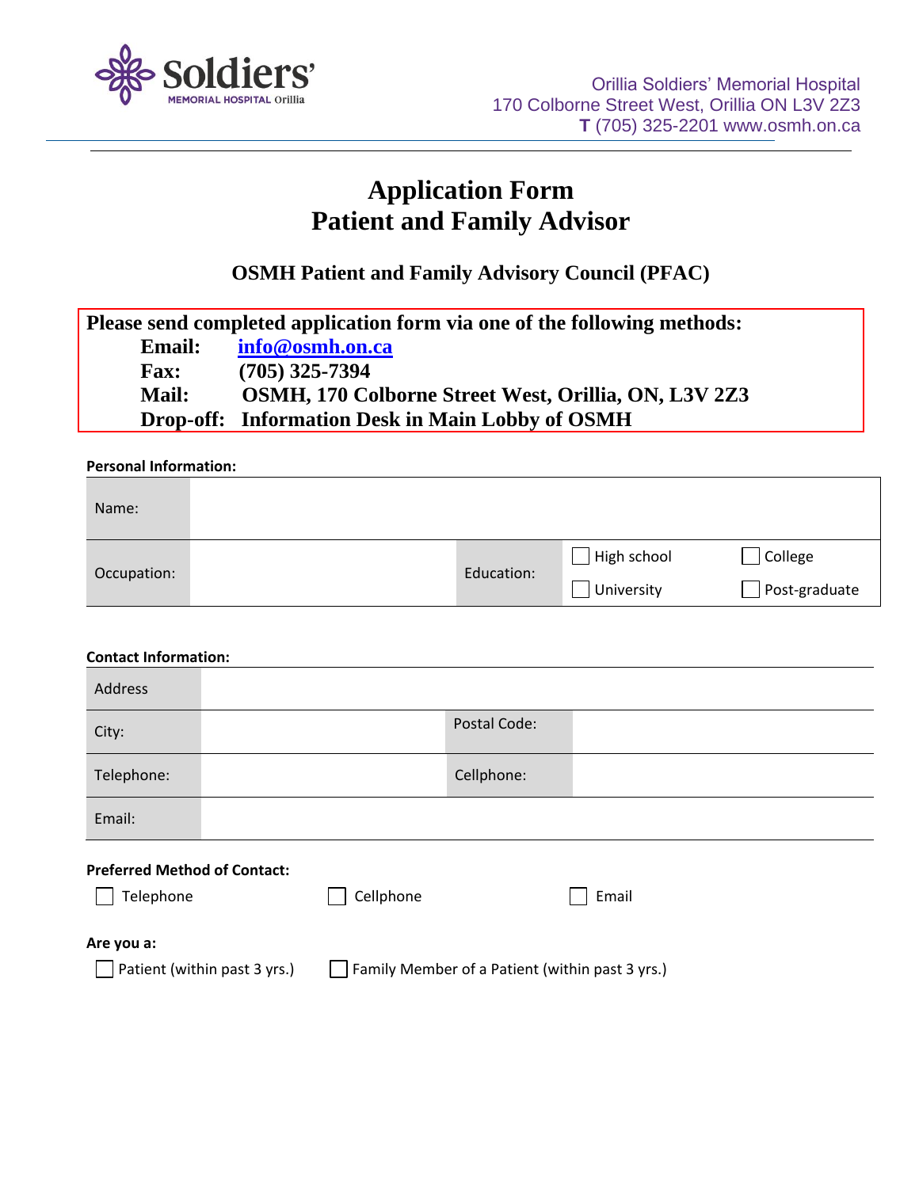Orillia Soldiers' Memorial Hospital
170 Colborne Street West, Orillia ON L3V 2Z3
**T** (705) 325-2201 www.osmh.on.ca

# Application Form
# Patient and Family Advisor

## OSMH Patient and Family Advisory Council (PFAC)

**Please send completed application form via one of the following methods:**

**Email:** info@osmh.on.ca
**Fax:** (705) 325-7394
**Mail:** OSMH, 170 Colborne Street West, Orillia, ON, L3V 2Z3
**Drop-off:** Information Desk in Main Lobby of OSMH

**Personal Information:**

| Name: | | | | |
|---|---|---|---|---|
| Occupation: | | Education: | ☐ High school<br>☐ University | ☐ College<br>☐ Post-graduate |

**Contact Information:**

| Address | | | |
|---|---|---|---|
| City: | | Postal Code: | |
| Telephone: | | Cellphone: | |
| Email: | | | |

**Preferred Method of Contact:**

☐ Telephone ☐ Cellphone ☐ Email

**Are you a:**

☐ Patient (within past 3 yrs.) ☐ Family Member of a Patient (within past 3 yrs.)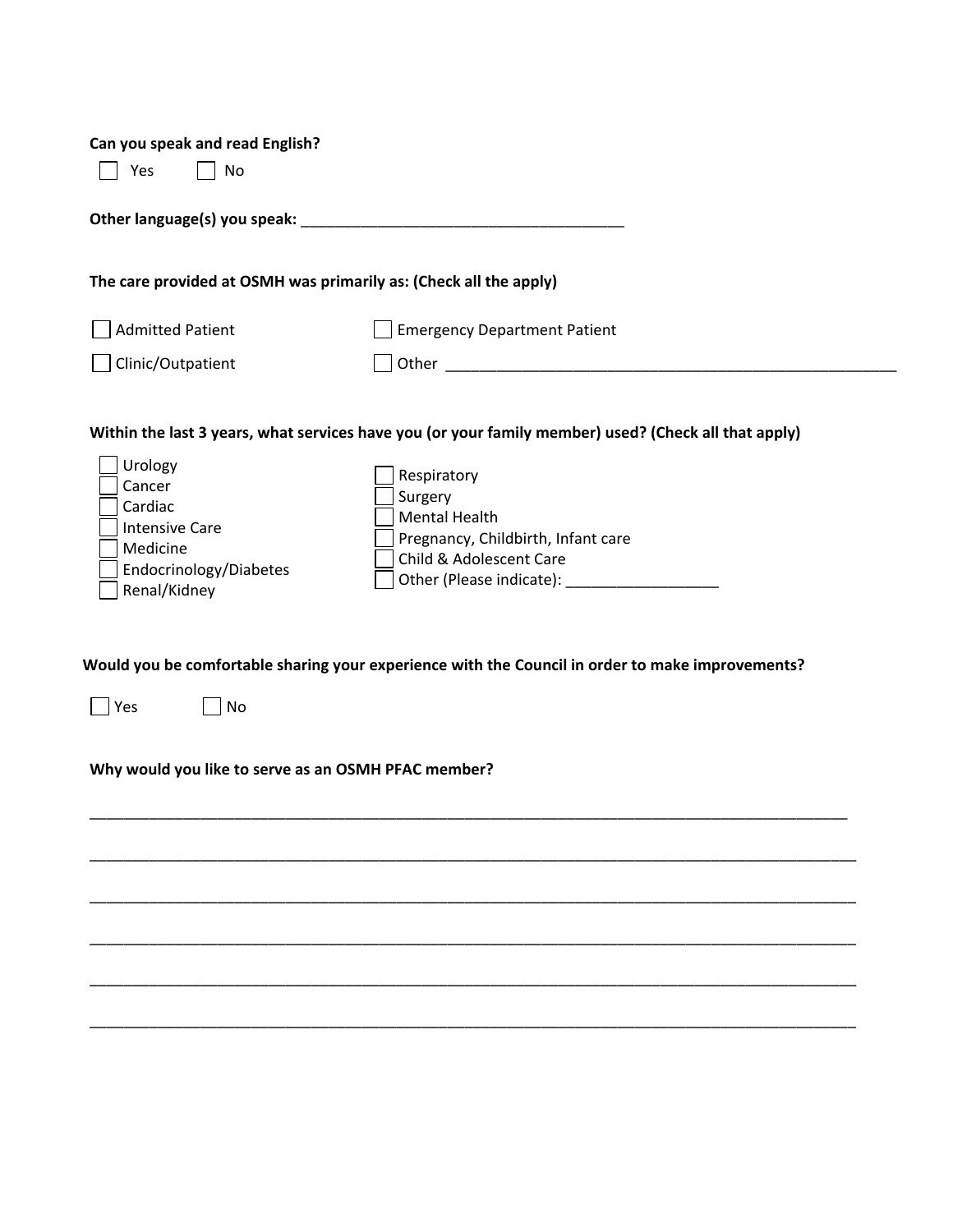**Can you speak and read English?**

☐ Yes ☐ No

**Other language(s) you speak:** _______________________________________

**The care provided at OSMH was primarily as: (Check all the apply)**

☐ Admitted Patient

☐ Emergency Department Patient

☐ Clinic/Outpatient

☐ Other _______________________________________________________

**Within the last 3 years, what services have you (or your family member) used? (Check all that apply)**

☐ Urology
☐ Cancer
☐ Cardiac
☐ Intensive Care
☐ Medicine
☐ Endocrinology/Diabetes
☐ Renal/Kidney
☐ Respiratory
☐ Surgery
☐ Mental Health
☐ Pregnancy, Childbirth, Infant care
☐ Child & Adolescent Care
☐ Other (Please indicate): __________________

**Would you be comfortable sharing your experience with the Council in order to make improvements?**

☐ Yes ☐ No

**Why would you like to serve as an OSMH PFAC member?**

_______________________________________________________________________________________________

_______________________________________________________________________________________________

_______________________________________________________________________________________________

_______________________________________________________________________________________________

_______________________________________________________________________________________________

_______________________________________________________________________________________________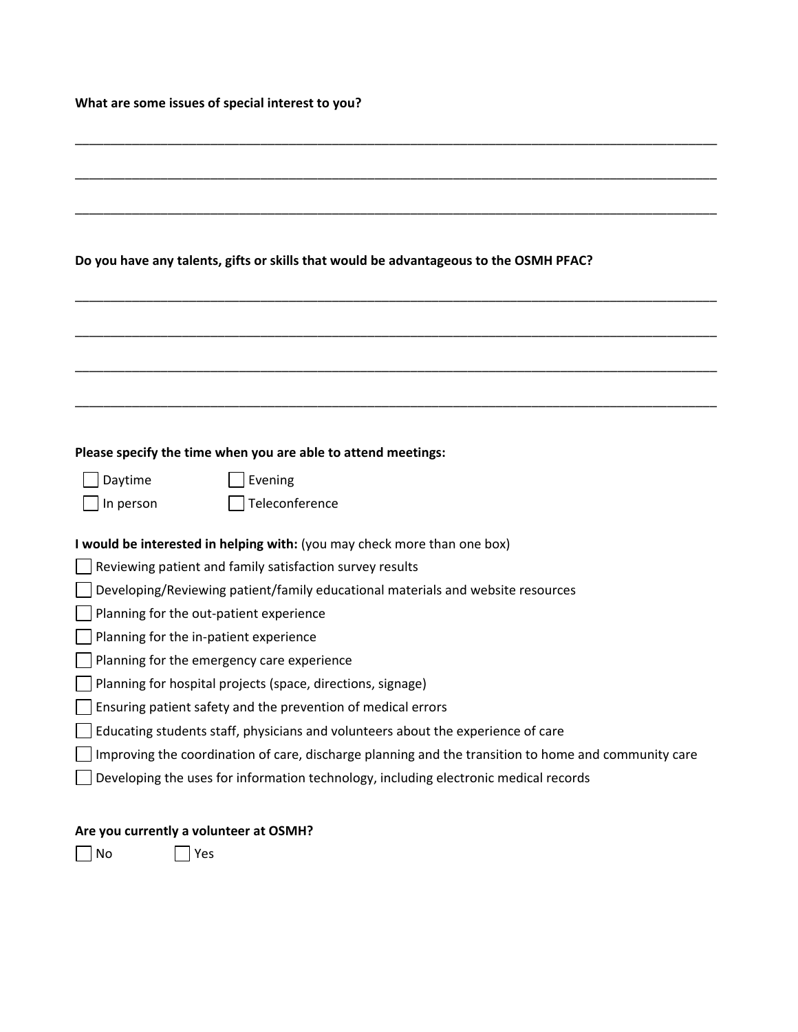**What are some issues of special interest to you?**

\_\_\_\_\_\_\_\_\_\_\_\_\_\_\_\_\_\_\_\_\_\_\_\_\_\_\_\_\_\_\_\_\_\_\_\_\_\_\_\_\_\_\_\_\_\_\_\_\_\_\_\_\_\_\_\_\_\_\_\_\_\_\_\_\_\_\_\_\_\_\_\_\_\_\_\_\_\_

\_\_\_\_\_\_\_\_\_\_\_\_\_\_\_\_\_\_\_\_\_\_\_\_\_\_\_\_\_\_\_\_\_\_\_\_\_\_\_\_\_\_\_\_\_\_\_\_\_\_\_\_\_\_\_\_\_\_\_\_\_\_\_\_\_\_\_\_\_\_\_\_\_\_\_\_\_\_

\_\_\_\_\_\_\_\_\_\_\_\_\_\_\_\_\_\_\_\_\_\_\_\_\_\_\_\_\_\_\_\_\_\_\_\_\_\_\_\_\_\_\_\_\_\_\_\_\_\_\_\_\_\_\_\_\_\_\_\_\_\_\_\_\_\_\_\_\_\_\_\_\_\_\_\_\_\_

**Do you have any talents, gifts or skills that would be advantageous to the OSMH PFAC?**

\_\_\_\_\_\_\_\_\_\_\_\_\_\_\_\_\_\_\_\_\_\_\_\_\_\_\_\_\_\_\_\_\_\_\_\_\_\_\_\_\_\_\_\_\_\_\_\_\_\_\_\_\_\_\_\_\_\_\_\_\_\_\_\_\_\_\_\_\_\_\_\_\_\_\_\_\_\_

\_\_\_\_\_\_\_\_\_\_\_\_\_\_\_\_\_\_\_\_\_\_\_\_\_\_\_\_\_\_\_\_\_\_\_\_\_\_\_\_\_\_\_\_\_\_\_\_\_\_\_\_\_\_\_\_\_\_\_\_\_\_\_\_\_\_\_\_\_\_\_\_\_\_\_\_\_\_

\_\_\_\_\_\_\_\_\_\_\_\_\_\_\_\_\_\_\_\_\_\_\_\_\_\_\_\_\_\_\_\_\_\_\_\_\_\_\_\_\_\_\_\_\_\_\_\_\_\_\_\_\_\_\_\_\_\_\_\_\_\_\_\_\_\_\_\_\_\_\_\_\_\_\_\_\_\_

\_\_\_\_\_\_\_\_\_\_\_\_\_\_\_\_\_\_\_\_\_\_\_\_\_\_\_\_\_\_\_\_\_\_\_\_\_\_\_\_\_\_\_\_\_\_\_\_\_\_\_\_\_\_\_\_\_\_\_\_\_\_\_\_\_\_\_\_\_\_\_\_\_\_\_\_\_\_

**Please specify the time when you are able to attend meetings:**

- ☐ Daytime
- ☐ Evening
- ☐ In person
- ☐ Teleconference

**I would be interested in helping with:** (you may check more than one box)

- ☐ Reviewing patient and family satisfaction survey results
- ☐ Developing/Reviewing patient/family educational materials and website resources
- ☐ Planning for the out-patient experience
- ☐ Planning for the in-patient experience
- ☐ Planning for the emergency care experience
- ☐ Planning for hospital projects (space, directions, signage)
- ☐ Ensuring patient safety and the prevention of medical errors
- ☐ Educating students staff, physicians and volunteers about the experience of care
- ☐ Improving the coordination of care, discharge planning and the transition to home and community care
- ☐ Developing the uses for information technology, including electronic medical records

**Are you currently a volunteer at OSMH?**

- ☐ No
- ☐ Yes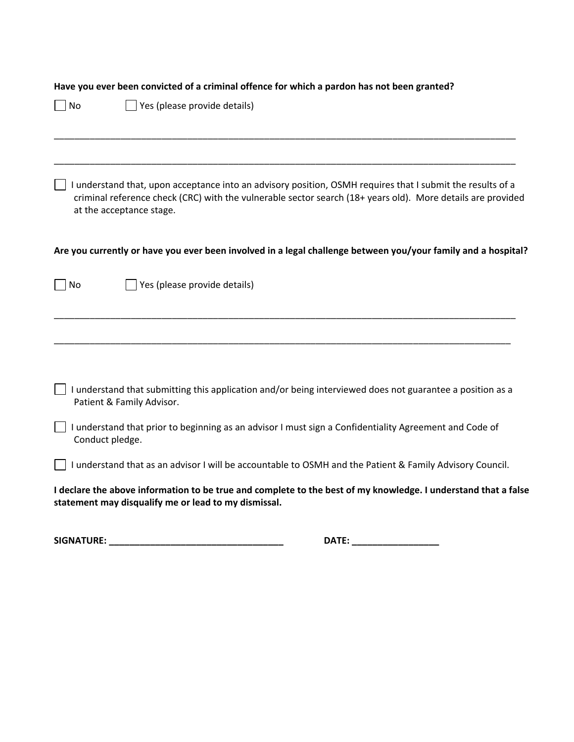**Have you ever been convicted of a criminal offence for which a pardon has not been granted?**

☐ No ☐ Yes (please provide details)

_______________________________________________________________________________________________

_______________________________________________________________________________________________

☐ I understand that, upon acceptance into an advisory position, OSMH requires that I submit the results of a criminal reference check (CRC) with the vulnerable sector search (18+ years old). More details are provided at the acceptance stage.

**Are you currently or have you ever been involved in a legal challenge between you/your family and a hospital?**

☐ No ☐ Yes (please provide details)

_______________________________________________________________________________________________

_______________________________________________________________________________________________

☐ I understand that submitting this application and/or being interviewed does not guarantee a position as a Patient & Family Advisor.

☐ I understand that prior to beginning as an advisor I must sign a Confidentiality Agreement and Code of Conduct pledge.

☐ I understand that as an advisor I will be accountable to OSMH and the Patient & Family Advisory Council.

**I declare the above information to be true and complete to the best of my knowledge. I understand that a false statement may disqualify me or lead to my dismissal.**

**SIGNATURE: __________________________________ DATE: _________________**